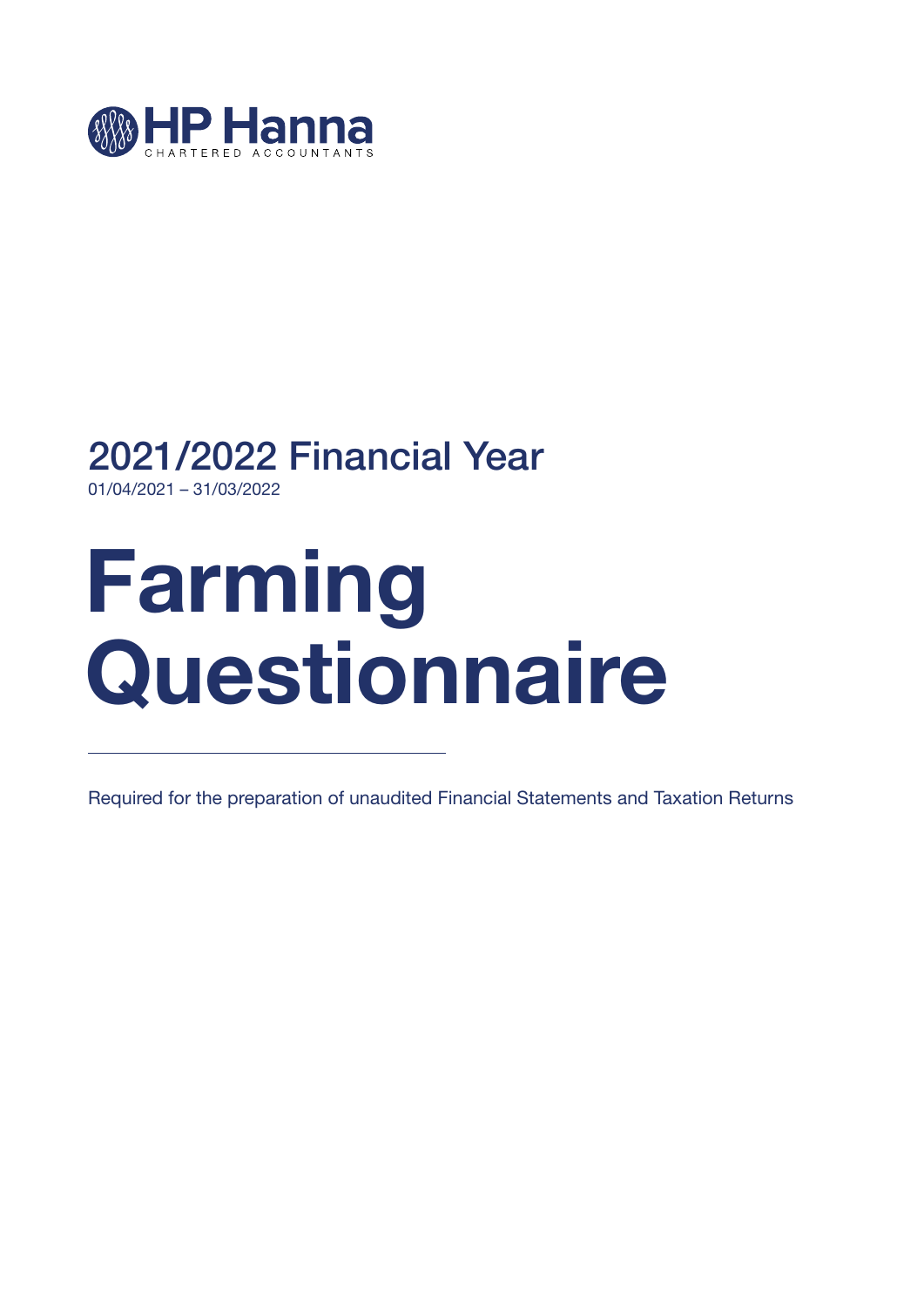HP Hanna

CHARTERED ACCOUNTANTS

## 2021/2022 Financial Year

01/04/2021 – 31/03/2022

# Farming Questionnaire

Required for the preparation of unaudited Financial Statements and Taxation Returns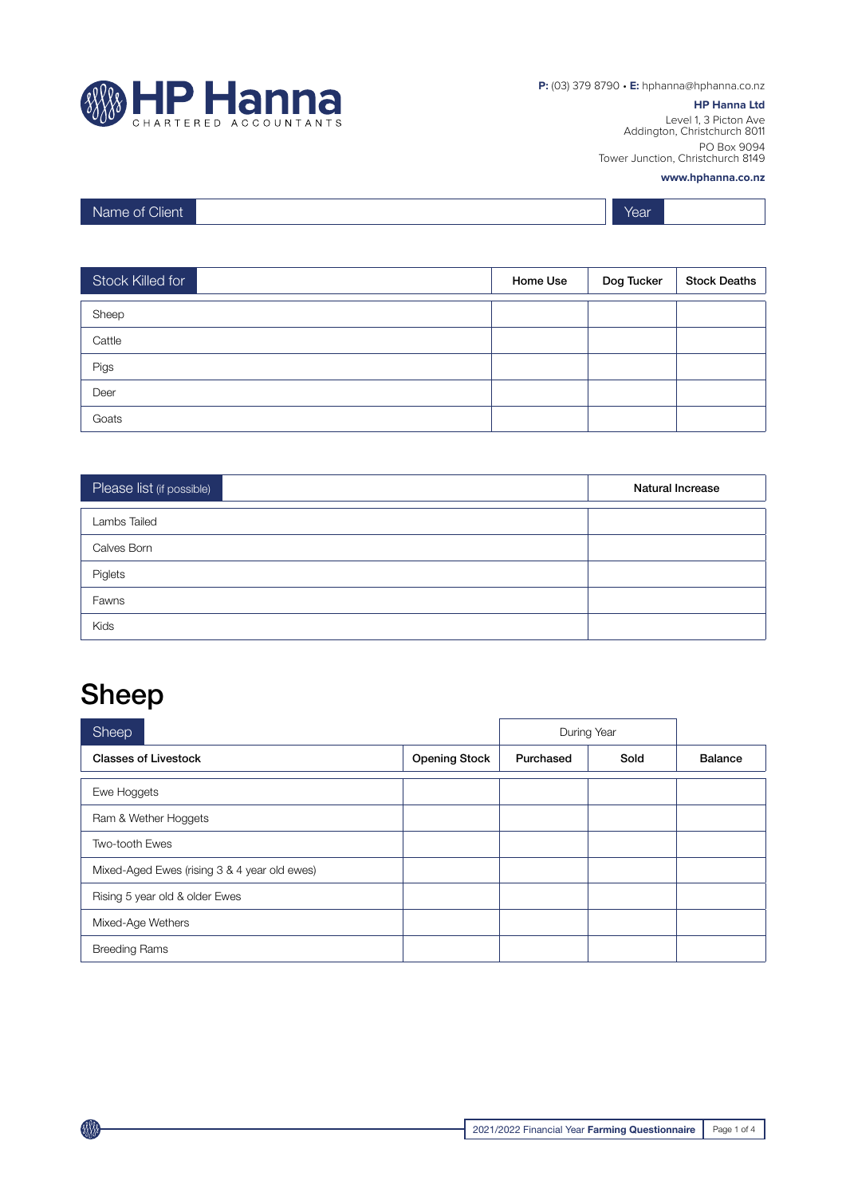# HP Hanna

CHARTERED ACCOUNTANTS

**P:** (03) 379 8790 • **E:** hphanna@hphanna.co.nz

**HP Hanna Ltd**
Level 1, 3 Picton Ave
Addington, Christchurch 8011
PO Box 9094
Tower Junction, Christchurch 8149

**www.hphanna.co.nz**

| Name of Client | | Year | |
|---|---|---|---|

| Stock Killed for | Home Use | Dog Tucker | Stock Deaths |
|---|---|---|---|
| Sheep | | | |
| Cattle | | | |
| Pigs | | | |
| Deer | | | |
| Goats | | | |

| Please list (if possible) | Natural Increase |
|---|---|
| Lambs Tailed | |
| Calves Born | |
| Piglets | |
| Fawns | |
| Kids | |

# Sheep

| Sheep | | During Year | | |
|---|---|---|---|---|
| **Classes of Livestock** | **Opening Stock** | **Purchased** | **Sold** | **Balance** |
| Ewe Hoggets | | | | |
| Ram & Wether Hoggets | | | | |
| Two-tooth Ewes | | | | |
| Mixed-Aged Ewes (rising 3 & 4 year old ewes) | | | | |
| Rising 5 year old & older Ewes | | | | |
| Mixed-Age Wethers | | | | |
| Breeding Rams | | | | |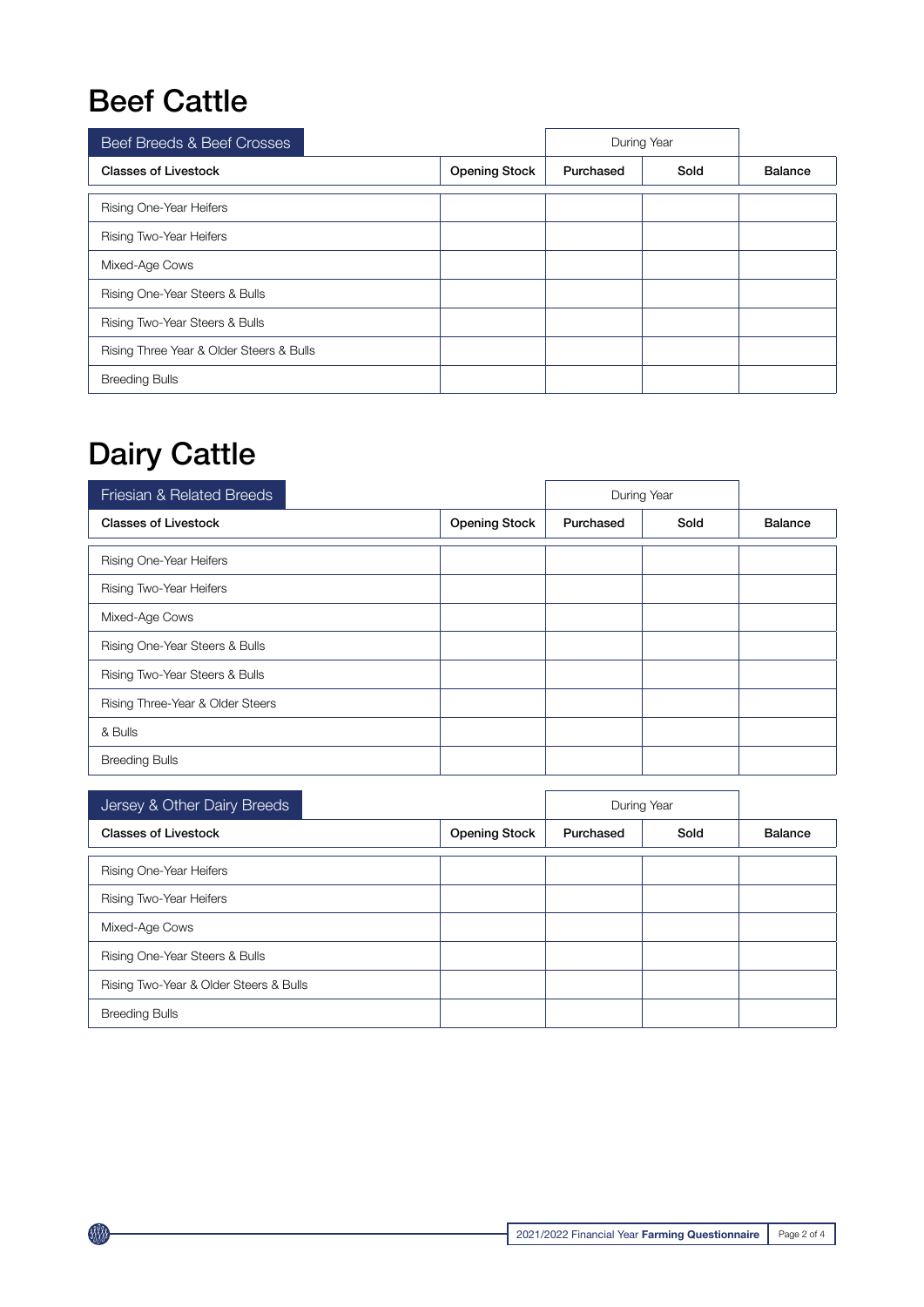# Beef Cattle

| Beef Breeds & Beef Crosses | | During Year | | |
|---|---|---|---|---|
| **Classes of Livestock** | **Opening Stock** | **Purchased** | **Sold** | **Balance** |
| Rising One-Year Heifers | | | | |
| Rising Two-Year Heifers | | | | |
| Mixed-Age Cows | | | | |
| Rising One-Year Steers & Bulls | | | | |
| Rising Two-Year Steers & Bulls | | | | |
| Rising Three Year & Older Steers & Bulls | | | | |
| Breeding Bulls | | | | |

# Dairy Cattle

| Friesian & Related Breeds | | During Year | | |
|---|---|---|---|---|
| **Classes of Livestock** | **Opening Stock** | **Purchased** | **Sold** | **Balance** |
| Rising One-Year Heifers | | | | |
| Rising Two-Year Heifers | | | | |
| Mixed-Age Cows | | | | |
| Rising One-Year Steers & Bulls | | | | |
| Rising Two-Year Steers & Bulls | | | | |
| Rising Three-Year & Older Steers | | | | |
| & Bulls | | | | |
| Breeding Bulls | | | | |

| Jersey & Other Dairy Breeds | | During Year | | |
|---|---|---|---|---|
| **Classes of Livestock** | **Opening Stock** | **Purchased** | **Sold** | **Balance** |
| Rising One-Year Heifers | | | | |
| Rising Two-Year Heifers | | | | |
| Mixed-Age Cows | | | | |
| Rising One-Year Steers & Bulls | | | | |
| Rising Two-Year & Older Steers & Bulls | | | | |
| Breeding Bulls | | | | |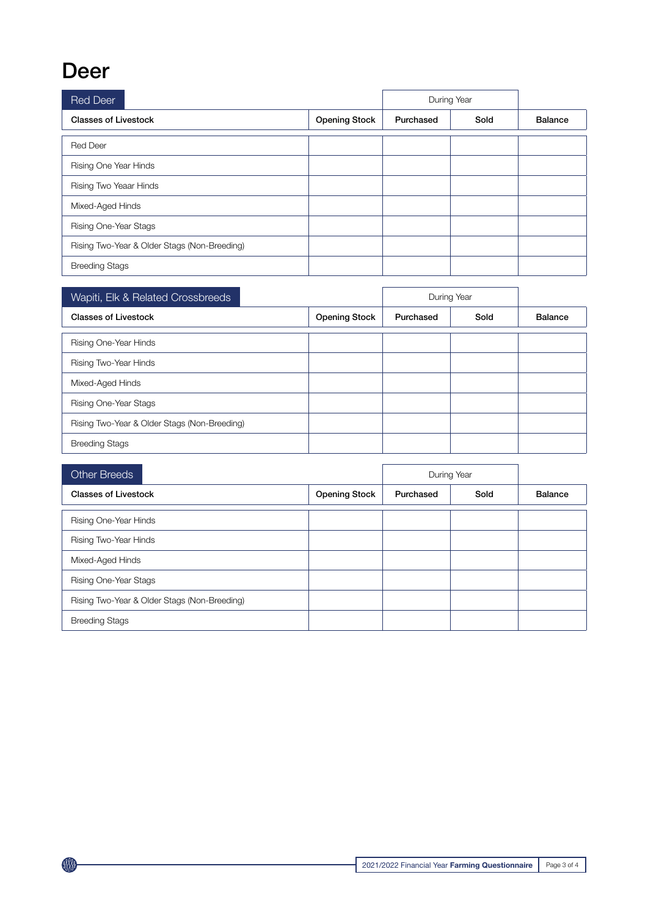# Deer

## Red Deer

| Classes of Livestock | Opening Stock | During Year: Purchased | During Year: Sold | Balance |
|---|---|---|---|---|
| Red Deer | | | | |
| Rising One Year Hinds | | | | |
| Rising Two Yeaar Hinds | | | | |
| Mixed-Aged Hinds | | | | |
| Rising One-Year Stags | | | | |
| Rising Two-Year & Older Stags (Non-Breeding) | | | | |
| Breeding Stags | | | | |

## Wapiti, Elk & Related Crossbreeds

| Classes of Livestock | Opening Stock | During Year: Purchased | During Year: Sold | Balance |
|---|---|---|---|---|
| Rising One-Year Hinds | | | | |
| Rising Two-Year Hinds | | | | |
| Mixed-Aged Hinds | | | | |
| Rising One-Year Stags | | | | |
| Rising Two-Year & Older Stags (Non-Breeding) | | | | |
| Breeding Stags | | | | |

## Other Breeds

| Classes of Livestock | Opening Stock | During Year: Purchased | During Year: Sold | Balance |
|---|---|---|---|---|
| Rising One-Year Hinds | | | | |
| Rising Two-Year Hinds | | | | |
| Mixed-Aged Hinds | | | | |
| Rising One-Year Stags | | | | |
| Rising Two-Year & Older Stags (Non-Breeding) | | | | |
| Breeding Stags | | | | |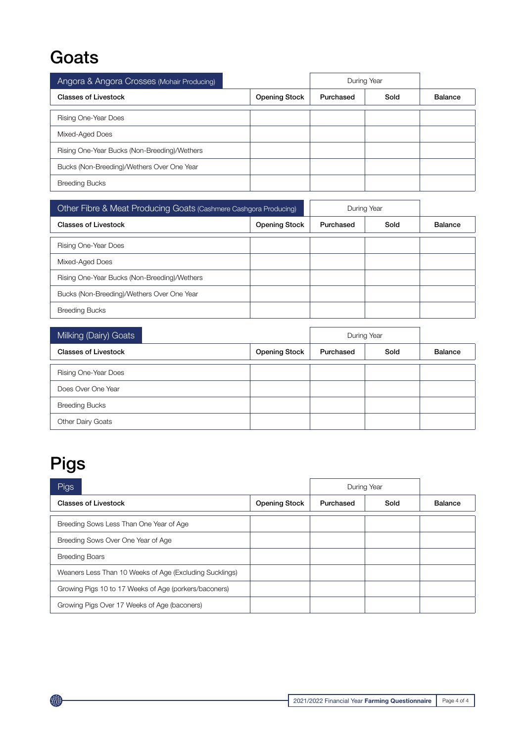# Goats

| Angora & Angora Crosses (Mohair Producing) | | During Year | | |
|---|---|---|---|---|
| **Classes of Livestock** | **Opening Stock** | **Purchased** | **Sold** | **Balance** |
| Rising One-Year Does | | | | |
| Mixed-Aged Does | | | | |
| Rising One-Year Bucks (Non-Breeding)/Wethers | | | | |
| Bucks (Non-Breeding)/Wethers Over One Year | | | | |
| Breeding Bucks | | | | |

| Other Fibre & Meat Producing Goats (Cashmere Cashgora Producing) | | During Year | | |
|---|---|---|---|---|
| **Classes of Livestock** | **Opening Stock** | **Purchased** | **Sold** | **Balance** |
| Rising One-Year Does | | | | |
| Mixed-Aged Does | | | | |
| Rising One-Year Bucks (Non-Breeding)/Wethers | | | | |
| Bucks (Non-Breeding)/Wethers Over One Year | | | | |
| Breeding Bucks | | | | |

| Milking (Dairy) Goats | | During Year | | |
|---|---|---|---|---|
| **Classes of Livestock** | **Opening Stock** | **Purchased** | **Sold** | **Balance** |
| Rising One-Year Does | | | | |
| Does Over One Year | | | | |
| Breeding Bucks | | | | |
| Other Dairy Goats | | | | |

# Pigs

| Pigs | | During Year | | |
|---|---|---|---|---|
| **Classes of Livestock** | **Opening Stock** | **Purchased** | **Sold** | **Balance** |
| Breeding Sows Less Than One Year of Age | | | | |
| Breeding Sows Over One Year of Age | | | | |
| Breeding Boars | | | | |
| Weaners Less Than 10 Weeks of Age (Excluding Sucklings) | | | | |
| Growing Pigs 10 to 17 Weeks of Age (porkers/baconers) | | | | |
| Growing Pigs Over 17 Weeks of Age (baconers) | | | | |